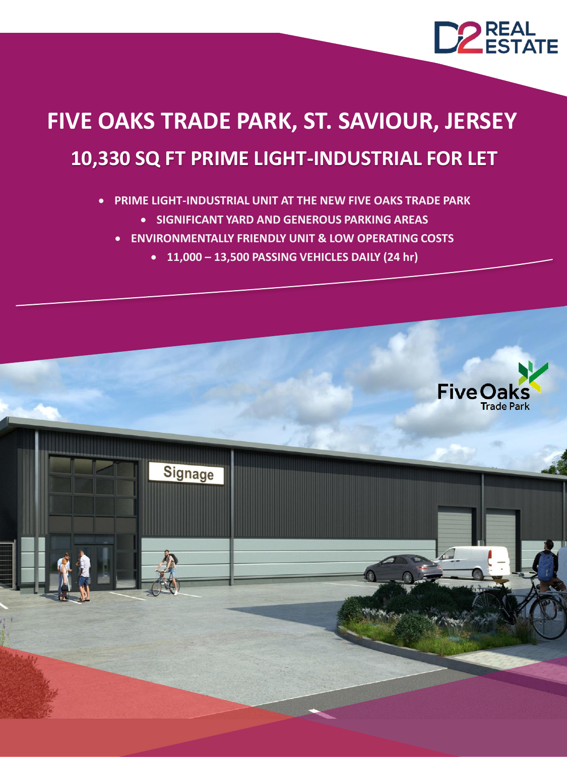# FIVE OAKS TRADE PARK, ST. SAVIOUR, JERSEY

## 10,330 SQ FT PRIME LIGHT-INDUSTRIAL FOR LET

- PRIME LIGHT-INDUSTRIAL UNIT AT THE NEW FIVE OAKS TRADE PARK
- SIGNIFICANT YARD AND GENEROUS PARKING AREAS
- ENVIRONMENTALLY FRIENDLY UNIT & LOW OPERATING COSTS
- 11,000 – 13,500 PASSING VEHICLES DAILY (24 hr)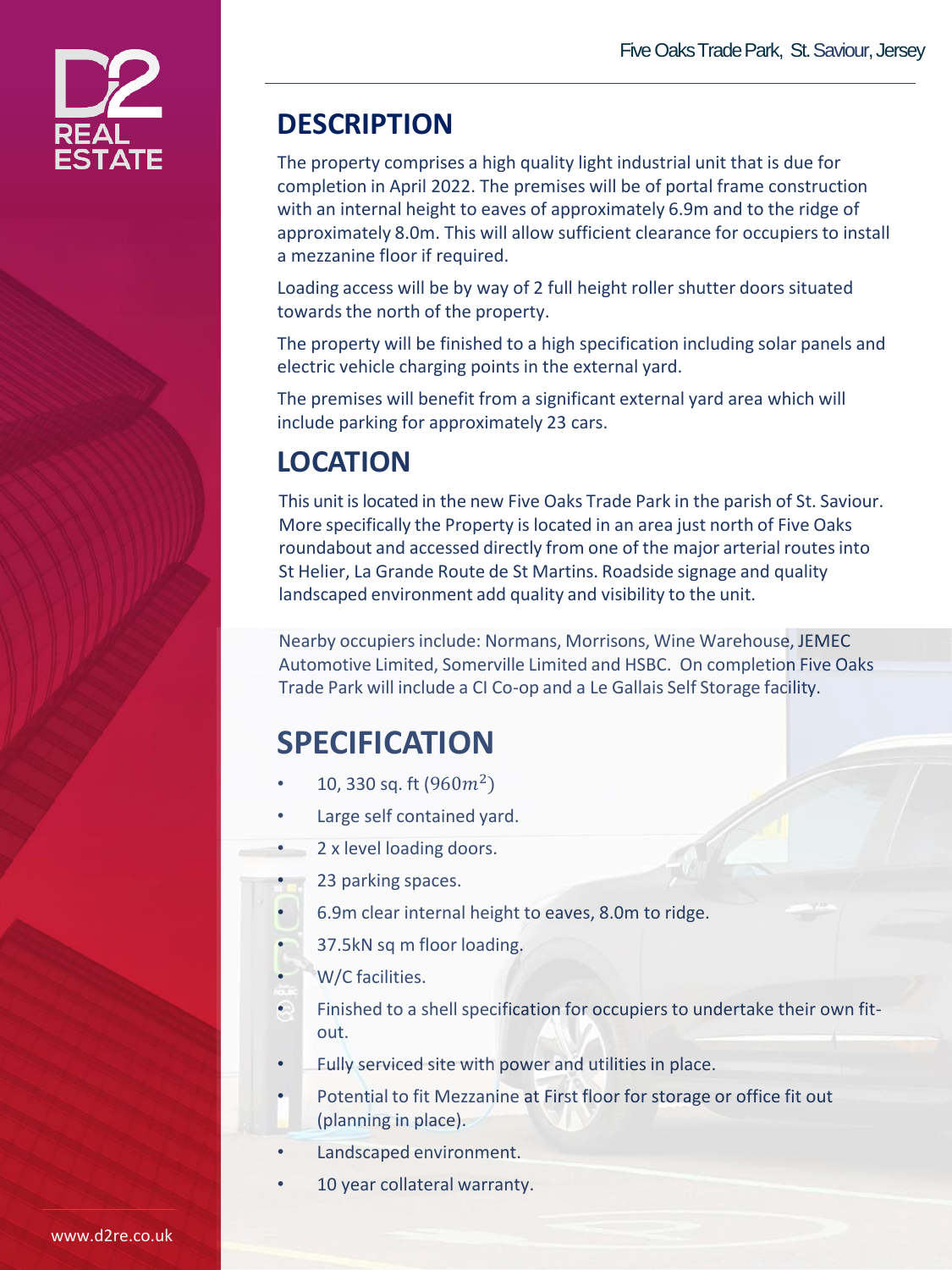## DESCRIPTION

The property comprises a high quality light industrial unit that is due for completion in April 2022. The premises will be of portal frame construction with an internal height to eaves of approximately 6.9m and to the ridge of approximately 8.0m. This will allow sufficient clearance for occupiers to install a mezzanine floor if required.

Loading access will be by way of 2 full height roller shutter doors situated towards the north of the property.

The property will be finished to a high specification including solar panels and electric vehicle charging points in the external yard.

The premises will benefit from a significant external yard area which will include parking for approximately 23 cars.

## LOCATION

This unit is located in the new Five Oaks Trade Park in the parish of St. Saviour. More specifically the Property is located in an area just north of Five Oaks roundabout and accessed directly from one of the major arterial routes into St Helier, La Grande Route de St Martins. Roadside signage and quality landscaped environment add quality and visibility to the unit.

Nearby occupiers include: Normans, Morrisons, Wine Warehouse, JEMEC Automotive Limited, Somerville Limited and HSBC. On completion Five Oaks Trade Park will include a CI Co-op and a Le Gallais Self Storage facility.

## SPECIFICATION

- 10, 330 sq. ft ($960m^2$)
- Large self contained yard.
- 2 x level loading doors.
- 23 parking spaces.
- 6.9m clear internal height to eaves, 8.0m to ridge.
- 37.5kN sq m floor loading.
- W/C facilities.
- Finished to a shell specification for occupiers to undertake their own fit-out.
- Fully serviced site with power and utilities in place.
- Potential to fit Mezzanine at First floor for storage or office fit out (planning in place).
- Landscaped environment.
- 10 year collateral warranty.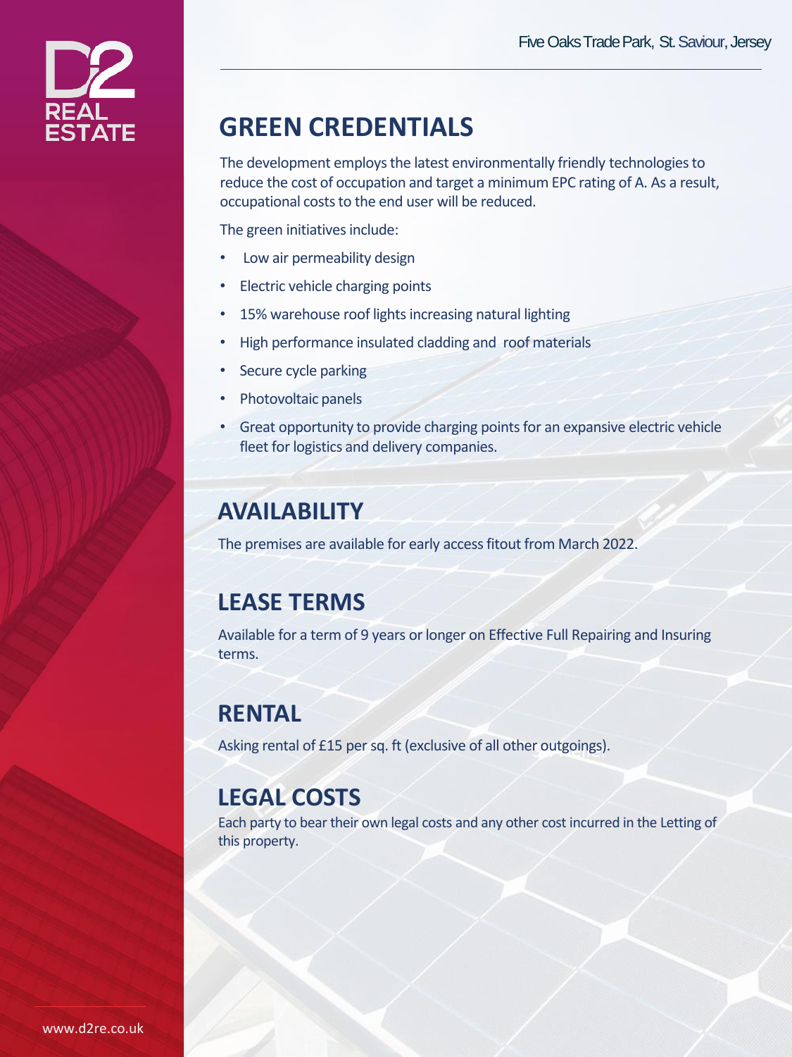## GREEN CREDENTIALS

The development employs the latest environmentally friendly technologies to reduce the cost of occupation and target a minimum EPC rating of A. As a result, occupational costs to the end user will be reduced.

The green initiatives include:

- Low air permeability design
- Electric vehicle charging points
- 15% warehouse roof lights increasing natural lighting
- High performance insulated cladding and roof materials
- Secure cycle parking
- Photovoltaic panels
- Great opportunity to provide charging points for an expansive electric vehicle fleet for logistics and delivery companies.

## AVAILABILITY

The premises are available for early access fitout from March 2022.

## LEASE TERMS

Available for a term of 9 years or longer on Effective Full Repairing and Insuring terms.

## RENTAL

Asking rental of £15 per sq. ft (exclusive of all other outgoings).

## LEGAL COSTS

Each party to bear their own legal costs and any other cost incurred in the Letting of this property.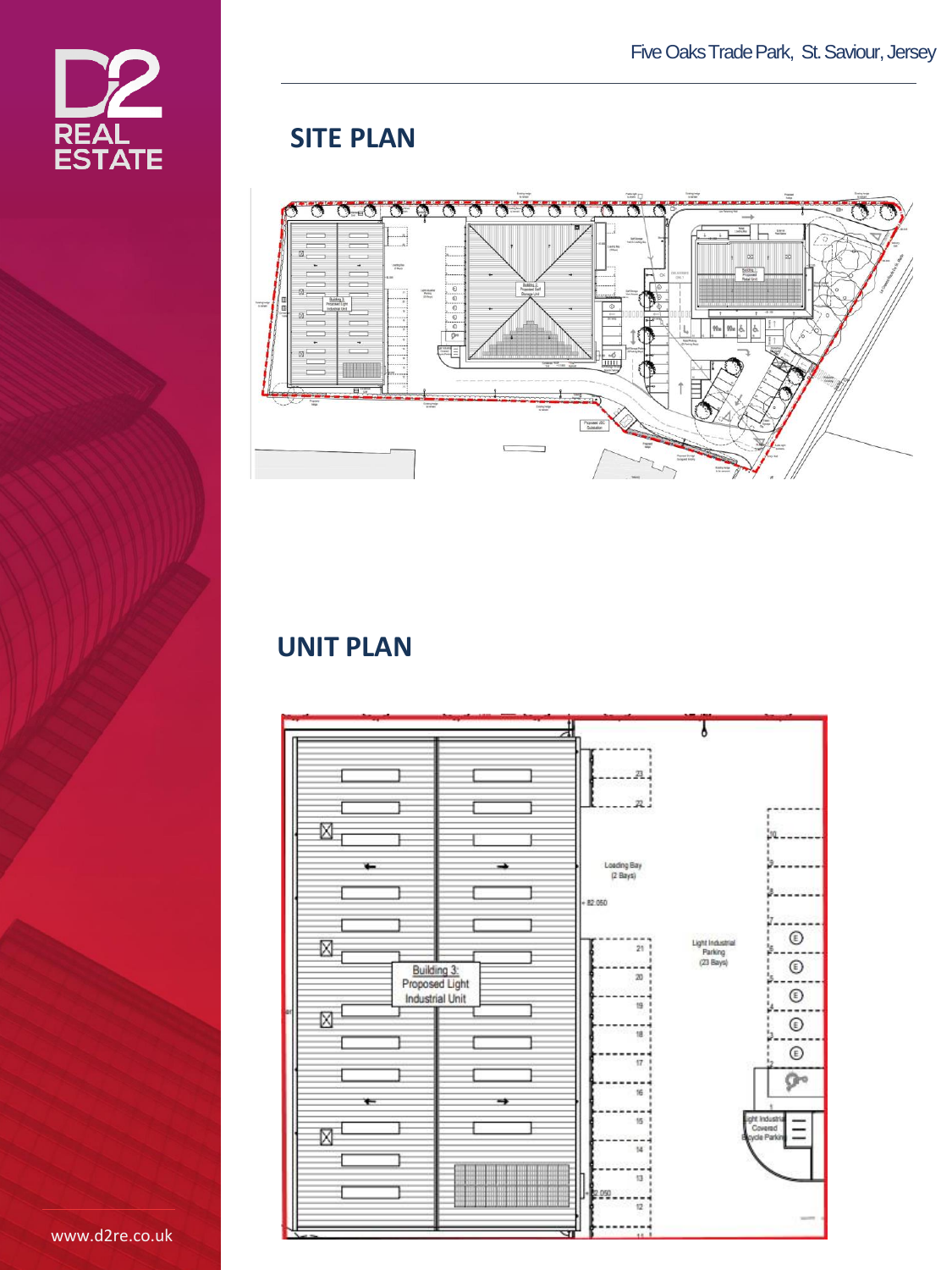## SITE PLAN

## UNIT PLAN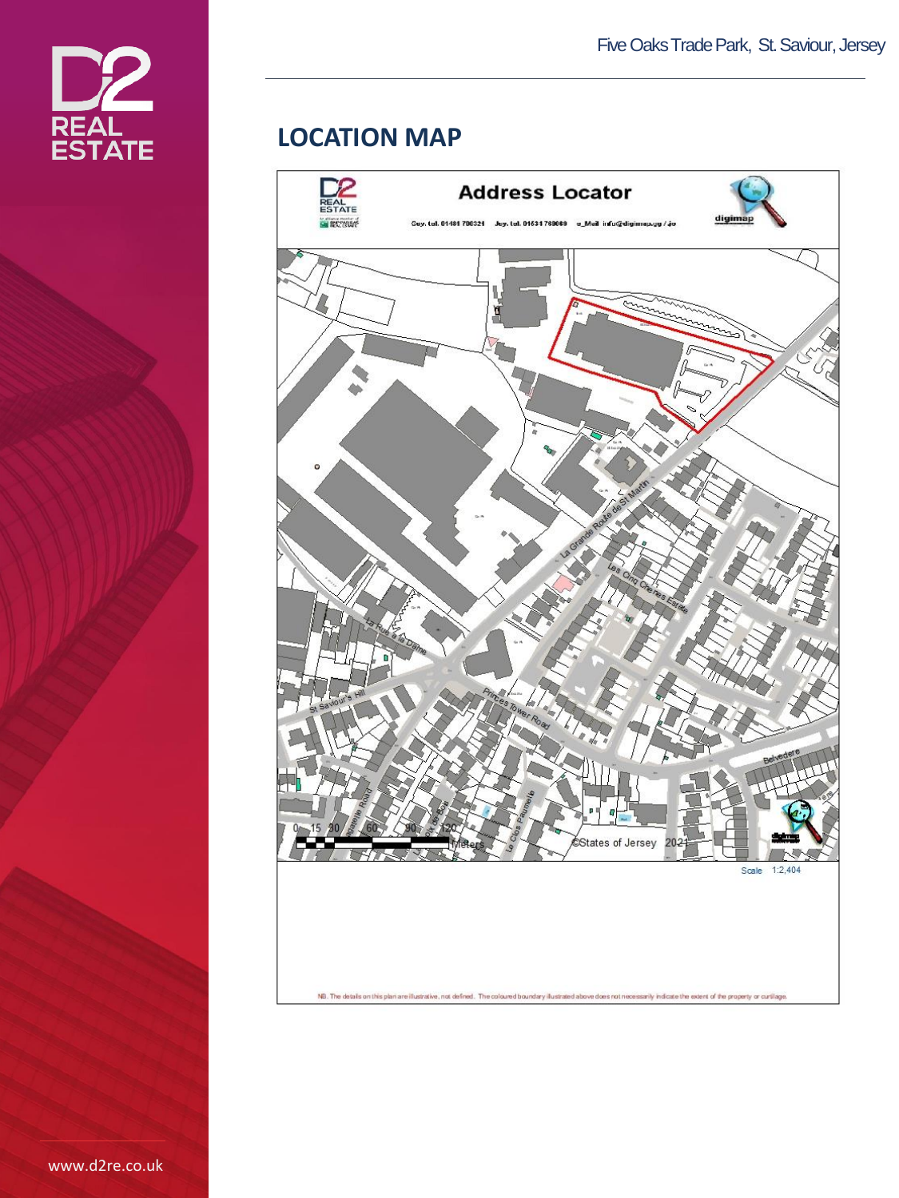## LOCATION MAP

**Address Locator**

Guy. tel. 01481 700321 Jsy. tel. 01534 769069 e_Mail info@digimap.gg / je

NB. The details on this plan are illustrative, not defined. The coloured boundary illustrated above does not necessarily indicate the extent of the property or curtilage.

Scale 1:2,404

©States of Jersey 2021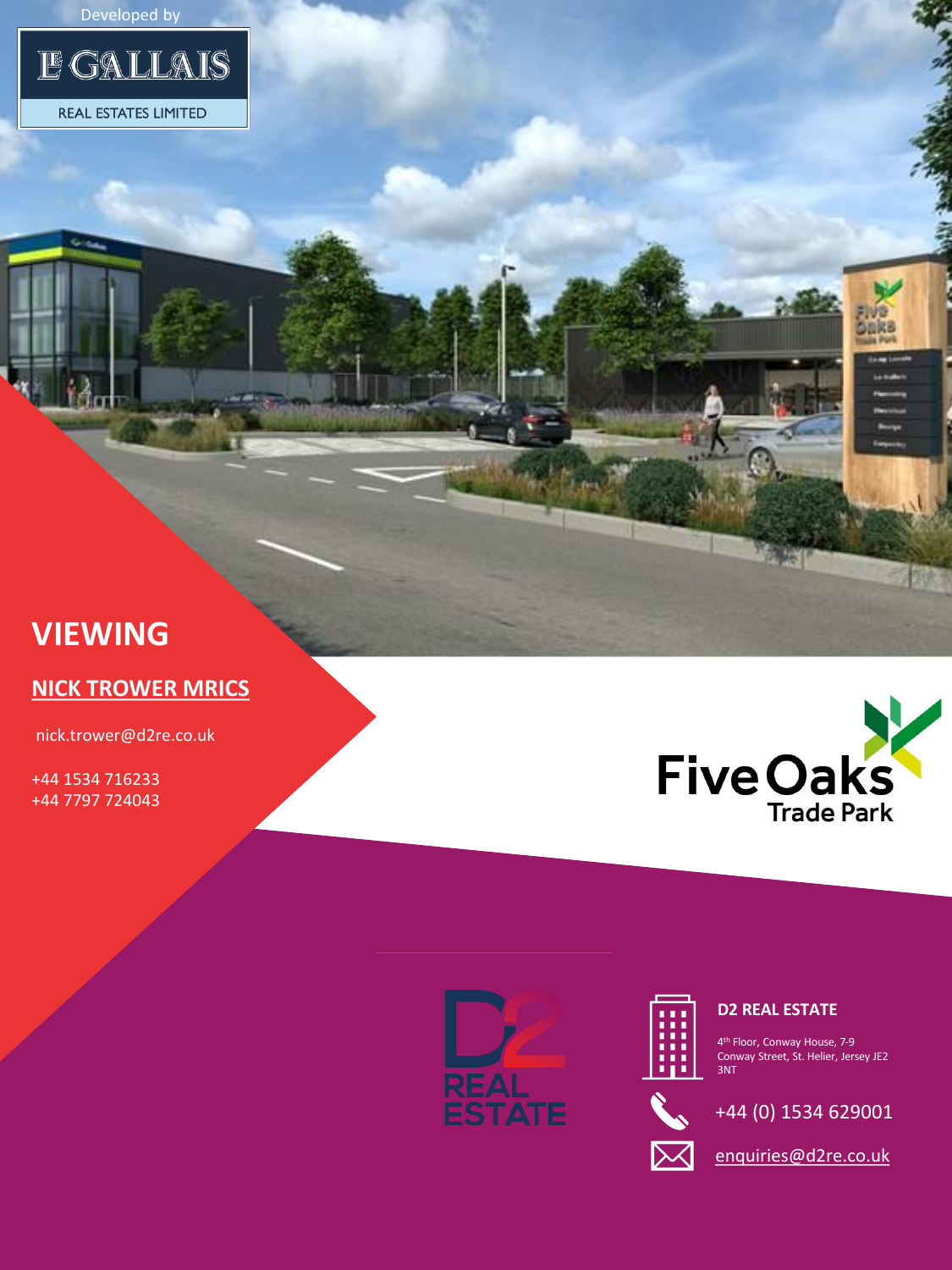Developed by

LE GALLAIS

REAL ESTATES LIMITED

## VIEWING

**NICK TROWER MRICS**

nick.trower@d2re.co.uk

+44 1534 716233
+44 7797 724043

Five Oaks
Trade Park

D2 REAL ESTATE

**D2 REAL ESTATE**

4th Floor, Conway House, 7-9 Conway Street, St. Helier, Jersey JE2 3NT

+44 (0) 1534 629001

enquiries@d2re.co.uk